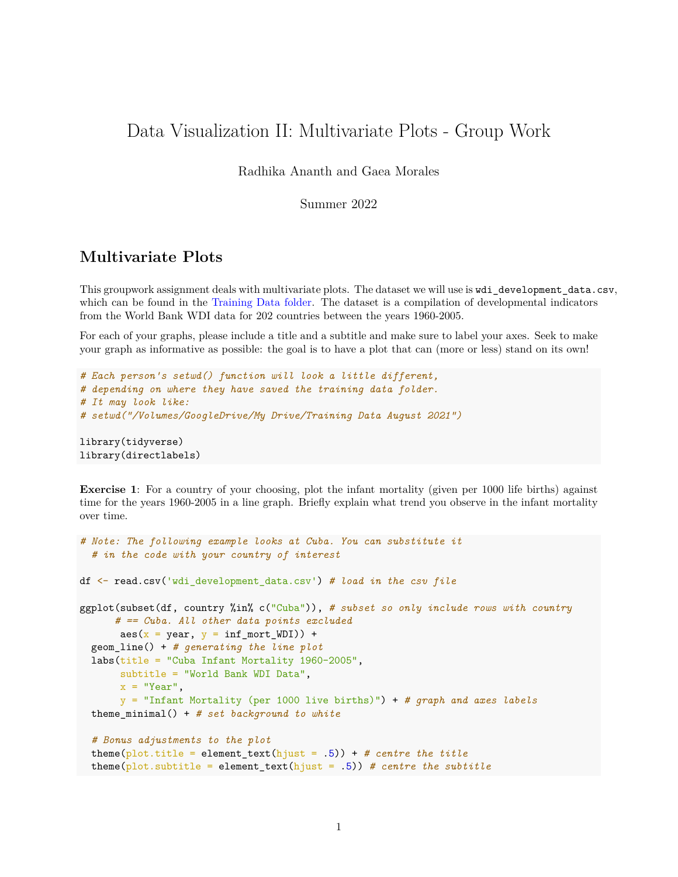# Data Visualization II: Multivariate Plots - Group Work

Radhika Ananth and Gaea Morales

Summer 2022

## Multivariate Plots

This groupwork assignment deals with multivariate plots. The dataset we will use is `wdi_development_data.csv`, which can be found in the Training Data folder. The dataset is a compilation of developmental indicators from the World Bank WDI data for 202 countries between the years 1960-2005.

For each of your graphs, please include a title and a subtitle and make sure to label your axes. Seek to make your graph as informative as possible: the goal is to have a plot that can (more or less) stand on its own!

```
# Each person's setwd() function will look a little different,
# depending on where they have saved the training data folder.
# It may look like:
# setwd("/Volumes/GoogleDrive/My Drive/Training Data August 2021")

library(tidyverse)
library(directlabels)
```

**Exercise 1**: For a country of your choosing, plot the infant mortality (given per 1000 life births) against time for the years 1960-2005 in a line graph. Briefly explain what trend you observe in the infant mortality over time.

```
# Note: The following example looks at Cuba. You can substitute it
  # in the code with your country of interest

df <- read.csv('wdi_development_data.csv') # load in the csv file

ggplot(subset(df, country %in% c("Cuba")), # subset so only include rows with country
      # == Cuba. All other data points excluded
       aes(x = year, y = inf_mort_WDI)) +
  geom_line() + # generating the line plot
  labs(title = "Cuba Infant Mortality 1960-2005",
       subtitle = "World Bank WDI Data",
       x = "Year",
       y = "Infant Mortality (per 1000 live births)") + # graph and axes labels
  theme_minimal() + # set background to white

  # Bonus adjustments to the plot
  theme(plot.title = element_text(hjust = .5)) + # centre the title
  theme(plot.subtitle = element_text(hjust = .5)) # centre the subtitle
```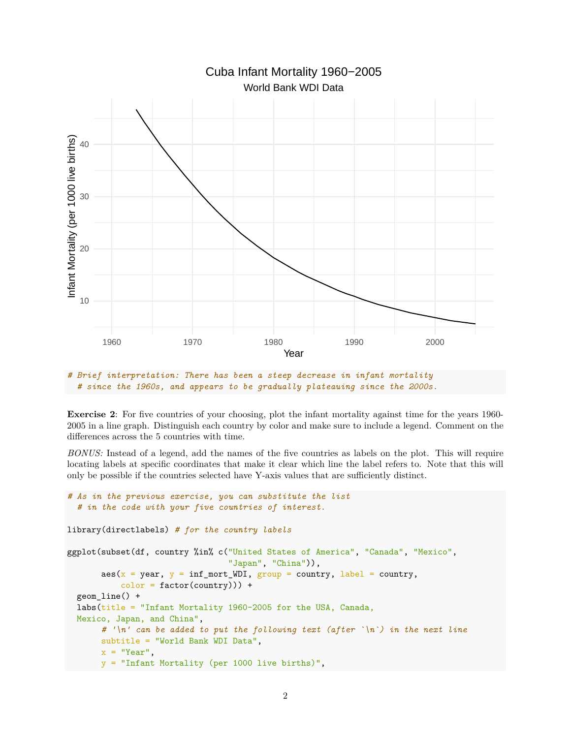```
# Brief interpretation: There has been a steep decrease in infant mortality
  # since the 1960s, and appears to be gradually plateauing since the 2000s.
```

**Exercise 2**: For five countries of your choosing, plot the infant mortality against time for the years 1960-2005 in a line graph. Distinguish each country by color and make sure to include a legend. Comment on the differences across the 5 countries with time.

*BONUS:* Instead of a legend, add the names of the five countries as labels on the plot. This will require locating labels at specific coordinates that make it clear which line the label refers to. Note that this will only be possible if the countries selected have Y-axis values that are sufficiently distinct.

```
# As in the previous exercise, you can substitute the list
  # in the code with your five countries of interest.

library(directlabels) # for the country labels

ggplot(subset(df, country %in% c("United States of America", "Canada", "Mexico",
                                 "Japan", "China")),
       aes(x = year, y = inf_mort_WDI, group = country, label = country,
           color = factor(country))) +
  geom_line() +
  labs(title = "Infant Mortality 1960-2005 for the USA, Canada,
  Mexico, Japan, and China",
       # '\n' can be added to put the following text (after `\n`) in the next line
       subtitle = "World Bank WDI Data",
       x = "Year",
       y = "Infant Mortality (per 1000 live births)",
```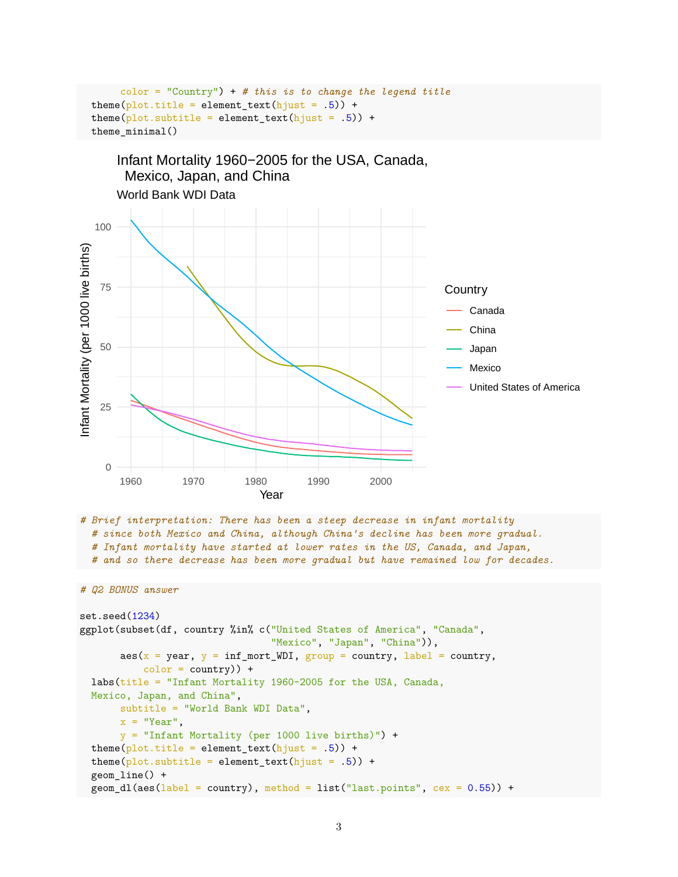```
      color = "Country") + # this is to change the legend title
  theme(plot.title = element_text(hjust = .5)) +
  theme(plot.subtitle = element_text(hjust = .5)) +
  theme_minimal()
```

```
# Brief interpretation: There has been a steep decrease in infant mortality
  # since both Mexico and China, although China's decline has been more gradual.
  # Infant mortality have started at lower rates in the US, Canada, and Japan,
  # and so there decrease has been more gradual but have remained low for decades.
```

```
# Q2 BONUS answer

set.seed(1234)
ggplot(subset(df, country %in% c("United States of America", "Canada",
                                 "Mexico", "Japan", "China")),
       aes(x = year, y = inf_mort_WDI, group = country, label = country,
           color = country)) +
  labs(title = "Infant Mortality 1960-2005 for the USA, Canada,
  Mexico, Japan, and China",
       subtitle = "World Bank WDI Data",
       x = "Year",
       y = "Infant Mortality (per 1000 live births)") +
  theme(plot.title = element_text(hjust = .5)) +
  theme(plot.subtitle = element_text(hjust = .5)) +
  geom_line() +
  geom_dl(aes(label = country), method = list("last.points", cex = 0.55)) +
```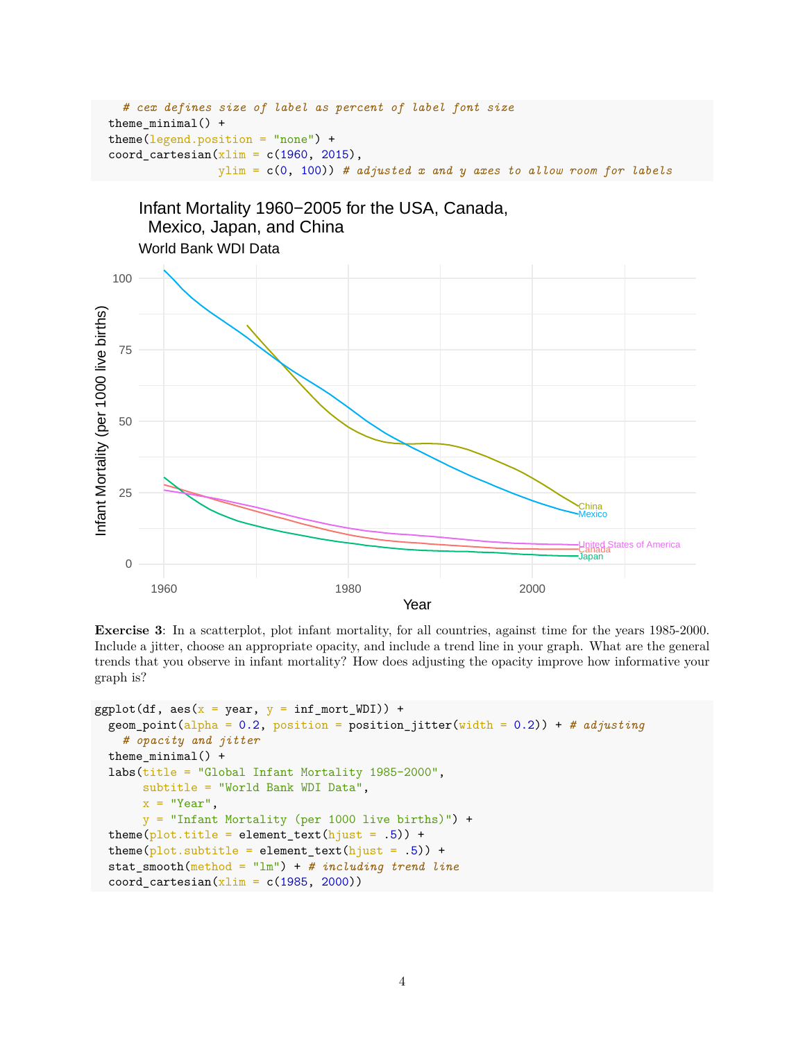```r
    # cex defines size of label as percent of label font size
  theme_minimal() +
  theme(legend.position = "none") +
  coord_cartesian(xlim = c(1960, 2015),
                  ylim = c(0, 100)) # adjusted x and y axes to allow room for labels
```

**Exercise 3**: In a scatterplot, plot infant mortality, for all countries, against time for the years 1985-2000. Include a jitter, choose an appropriate opacity, and include a trend line in your graph. What are the general trends that you observe in infant mortality? How does adjusting the opacity improve how informative your graph is?

```r
ggplot(df, aes(x = year, y = inf_mort_WDI)) +
  geom_point(alpha = 0.2, position = position_jitter(width = 0.2)) + # adjusting
    # opacity and jitter
  theme_minimal() +
  labs(title = "Global Infant Mortality 1985-2000",
       subtitle = "World Bank WDI Data",
       x = "Year",
       y = "Infant Mortality (per 1000 live births)") +
  theme(plot.title = element_text(hjust = .5)) +
  theme(plot.subtitle = element_text(hjust = .5)) +
  stat_smooth(method = "lm") + # including trend line
  coord_cartesian(xlim = c(1985, 2000))
```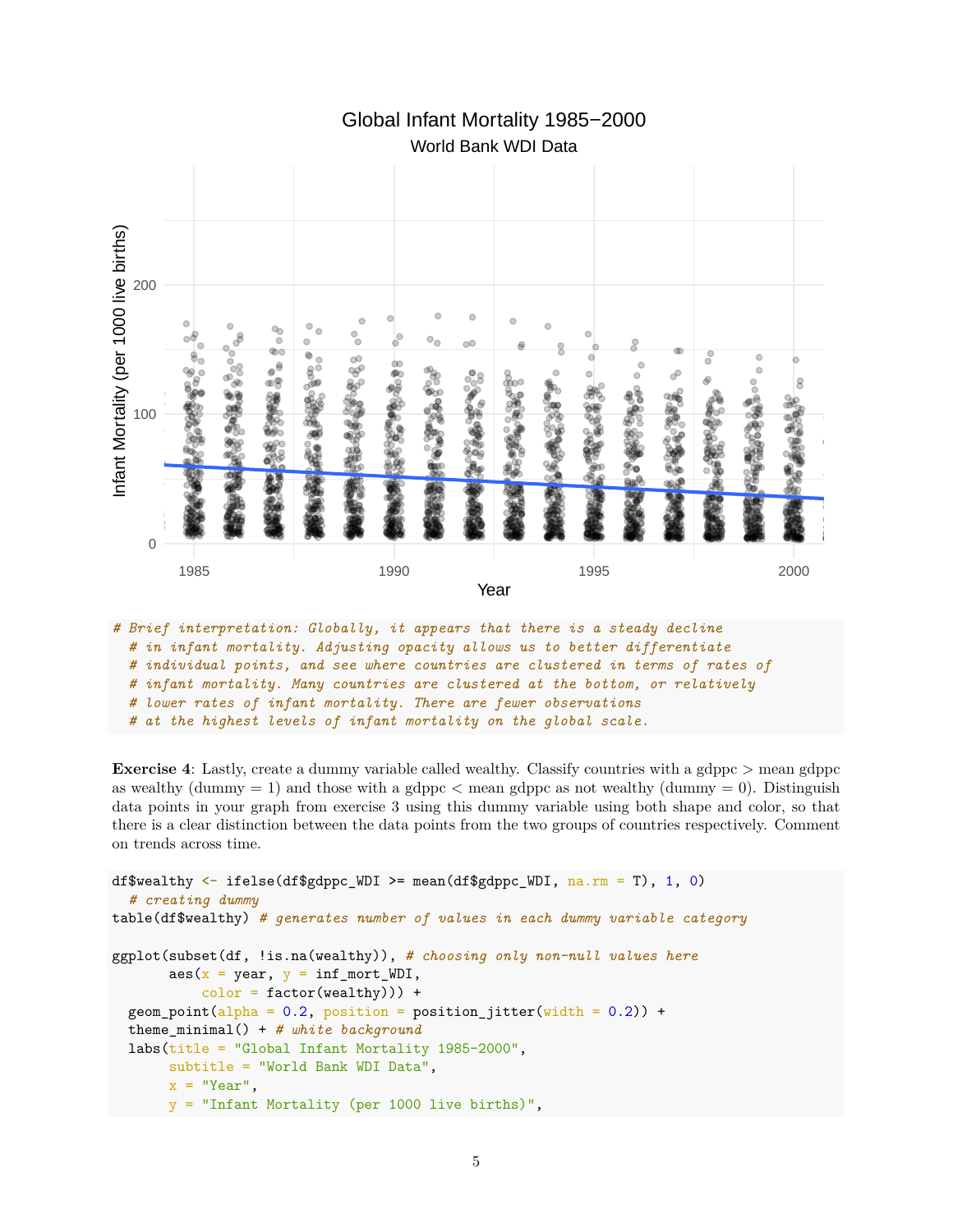```
# Brief interpretation: Globally, it appears that there is a steady decline
  # in infant mortality. Adjusting opacity allows us to better differentiate
  # individual points, and see where countries are clustered in terms of rates of
  # infant mortality. Many countries are clustered at the bottom, or relatively
  # lower rates of infant mortality. There are fewer observations
  # at the highest levels of infant mortality on the global scale.
```

**Exercise 4**: Lastly, create a dummy variable called wealthy. Classify countries with a gdppc > mean gdppc as wealthy (dummy = 1) and those with a gdppc < mean gdppc as not wealthy (dummy = 0). Distinguish data points in your graph from exercise 3 using this dummy variable using both shape and color, so that there is a clear distinction between the data points from the two groups of countries respectively. Comment on trends across time.

```
df$wealthy <- ifelse(df$gdppc_WDI >= mean(df$gdppc_WDI, na.rm = T), 1, 0)
  # creating dummy
table(df$wealthy) # generates number of values in each dummy variable category

ggplot(subset(df, !is.na(wealthy)), # choosing only non-null values here
       aes(x = year, y = inf_mort_WDI,
           color = factor(wealthy))) +
  geom_point(alpha = 0.2, position = position_jitter(width = 0.2)) +
  theme_minimal() + # white background
  labs(title = "Global Infant Mortality 1985-2000",
       subtitle = "World Bank WDI Data",
       x = "Year",
       y = "Infant Mortality (per 1000 live births)",
```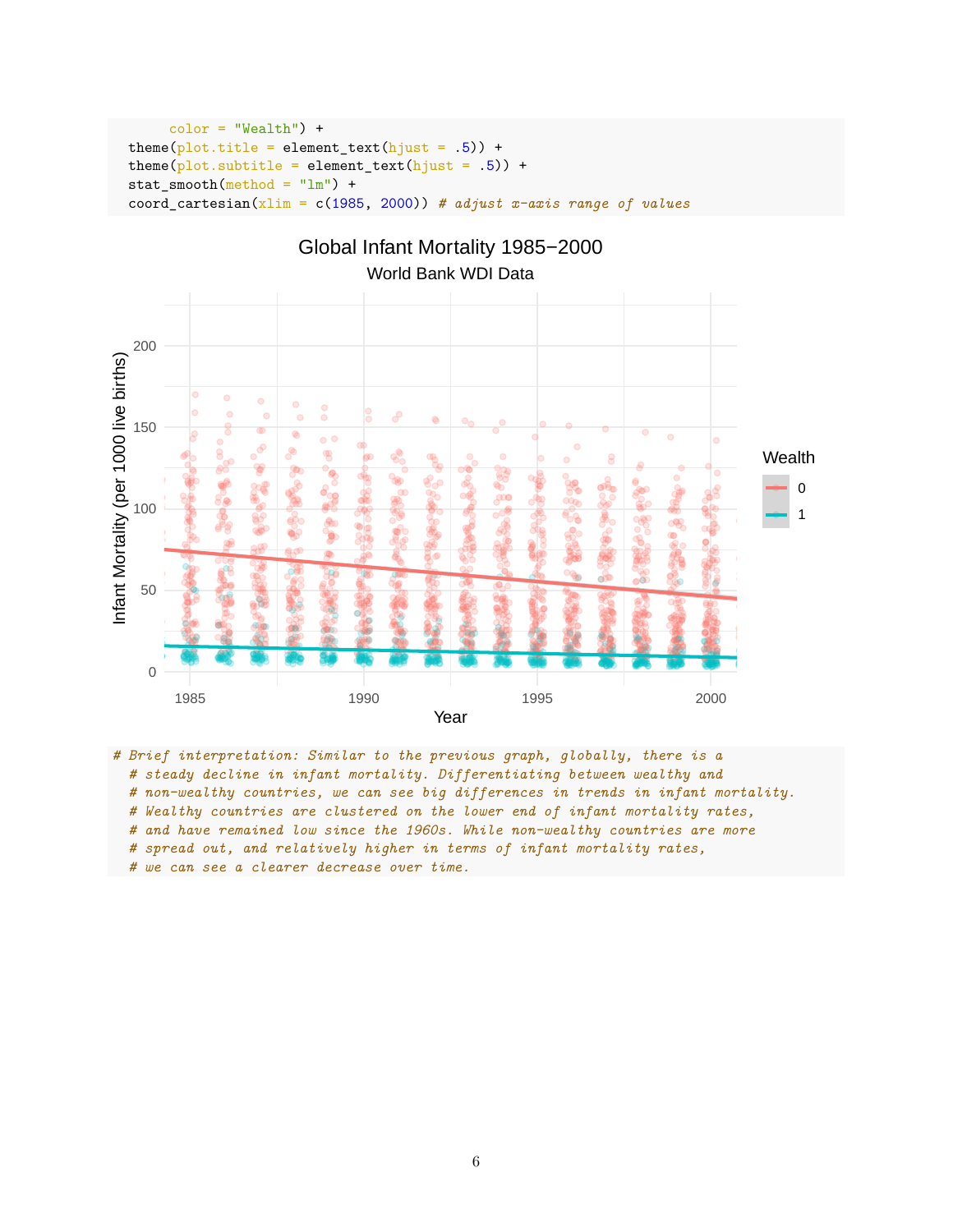```r
      color = "Wealth") +
  theme(plot.title = element_text(hjust = .5)) +
  theme(plot.subtitle = element_text(hjust = .5)) +
  stat_smooth(method = "lm") +
  coord_cartesian(xlim = c(1985, 2000)) # adjust x-axis range of values
```

Global Infant Mortality 1985−2000

World Bank WDI Data

Infant Mortality (per 1000 live births)

200

150

100

50

0

1985

1990

1995

2000

Year

Wealth

0

1

```r
# Brief interpretation: Similar to the previous graph, globally, there is a
  # steady decline in infant mortality. Differentiating between wealthy and
  # non-wealthy countries, we can see big differences in trends in infant mortality.
  # Wealthy countries are clustered on the lower end of infant mortality rates,
  # and have remained low since the 1960s. While non-wealthy countries are more
  # spread out, and relatively higher in terms of infant mortality rates,
  # we can see a clearer decrease over time.
```